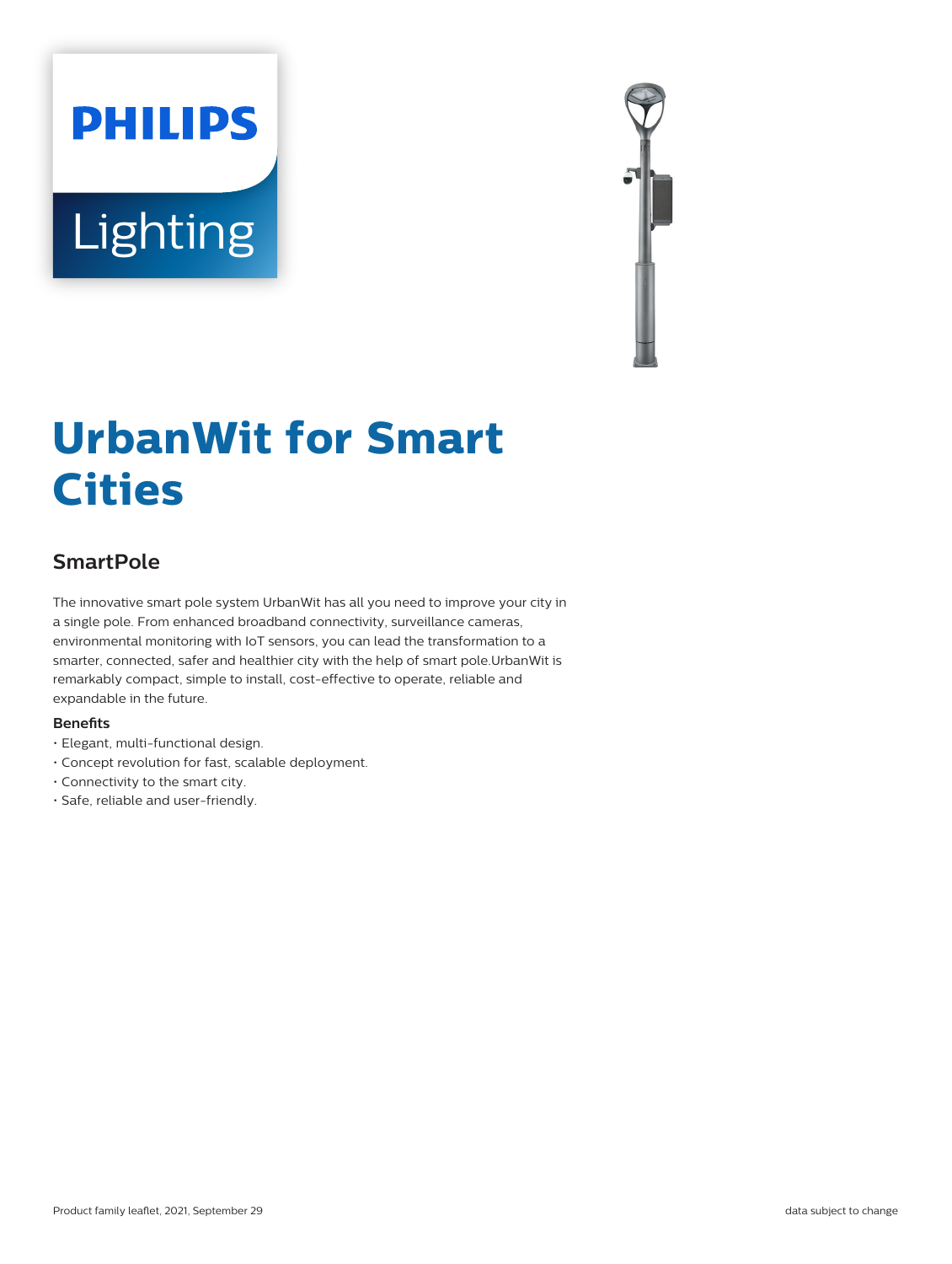# UrbanWit for Smart Cities

## SmartPole

The innovative smart pole system UrbanWit has all you need to improve your city in a single pole. From enhanced broadband connectivity, surveillance cameras, environmental monitoring with IoT sensors, you can lead the transformation to a smarter, connected, safer and healthier city with the help of smart pole.UrbanWit is remarkably compact, simple to install, cost-effective to operate, reliable and expandable in the future.

**Benefits**

- Elegant, multi-functional design.
- Concept revolution for fast, scalable deployment.
- Connectivity to the smart city.
- Safe, reliable and user-friendly.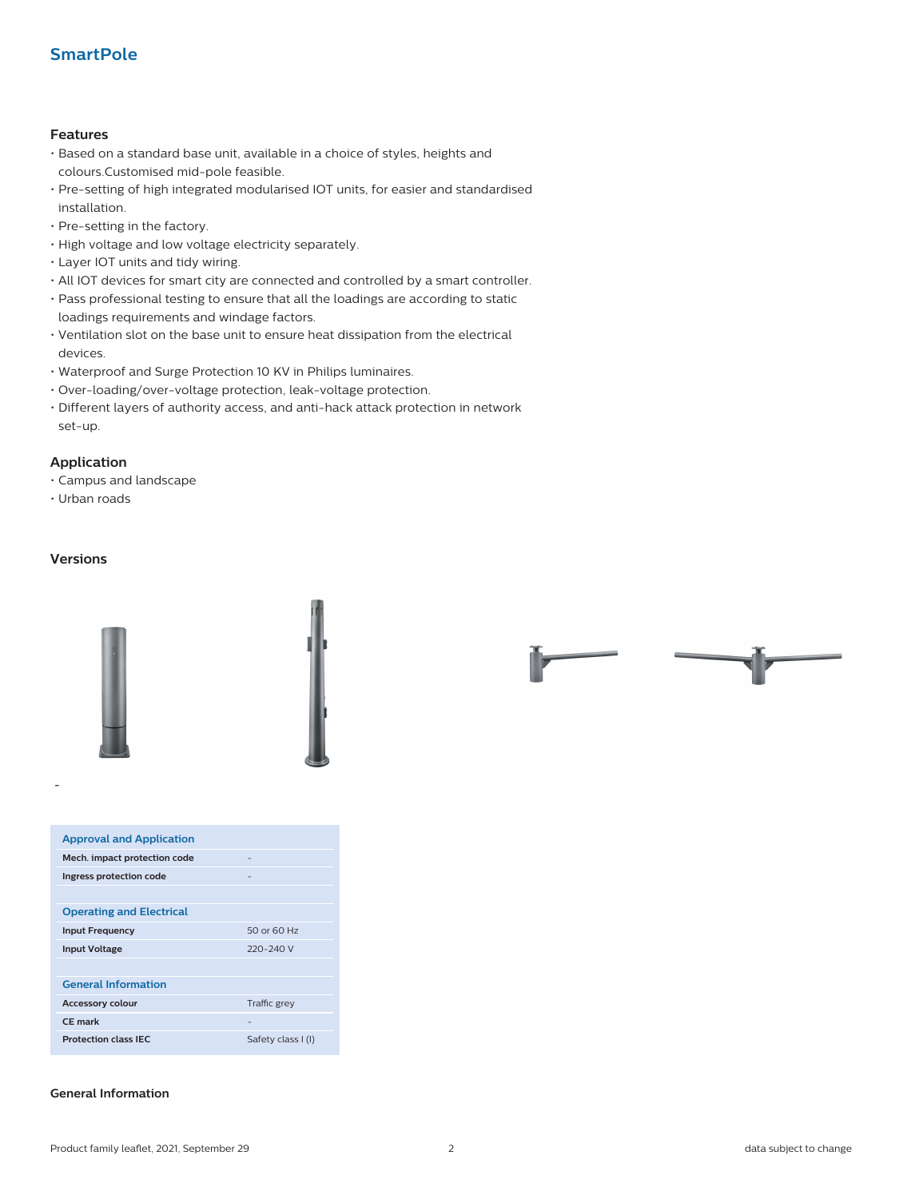## SmartPole

### Features

- Based on a standard base unit, available in a choice of styles, heights and colours.Customised mid-pole feasible.
- Pre-setting of high integrated modularised IOT units, for easier and standardised installation.
- Pre-setting in the factory.
- High voltage and low voltage electricity separately.
- Layer IOT units and tidy wiring.
- All IOT devices for smart city are connected and controlled by a smart controller.
- Pass professional testing to ensure that all the loadings are according to static loadings requirements and windage factors.
- Ventilation slot on the base unit to ensure heat dissipation from the electrical devices.
- Waterproof and Surge Protection 10 KV in Philips luminaires.
- Over-loading/over-voltage protection, leak-voltage protection.
- Different layers of authority access, and anti-hack attack protection in network set-up.

### Application

- Campus and landscape
- Urban roads

### Versions

-

| Approval and Application | |
|---|---|
| Mech. impact protection code | - |
| Ingress protection code | - |
| **Operating and Electrical** | |
| Input Frequency | 50 or 60 Hz |
| Input Voltage | 220-240 V |
| **General Information** | |
| Accessory colour | Traffic grey |
| CE mark | - |
| Protection class IEC | Safety class I (I) |

### General Information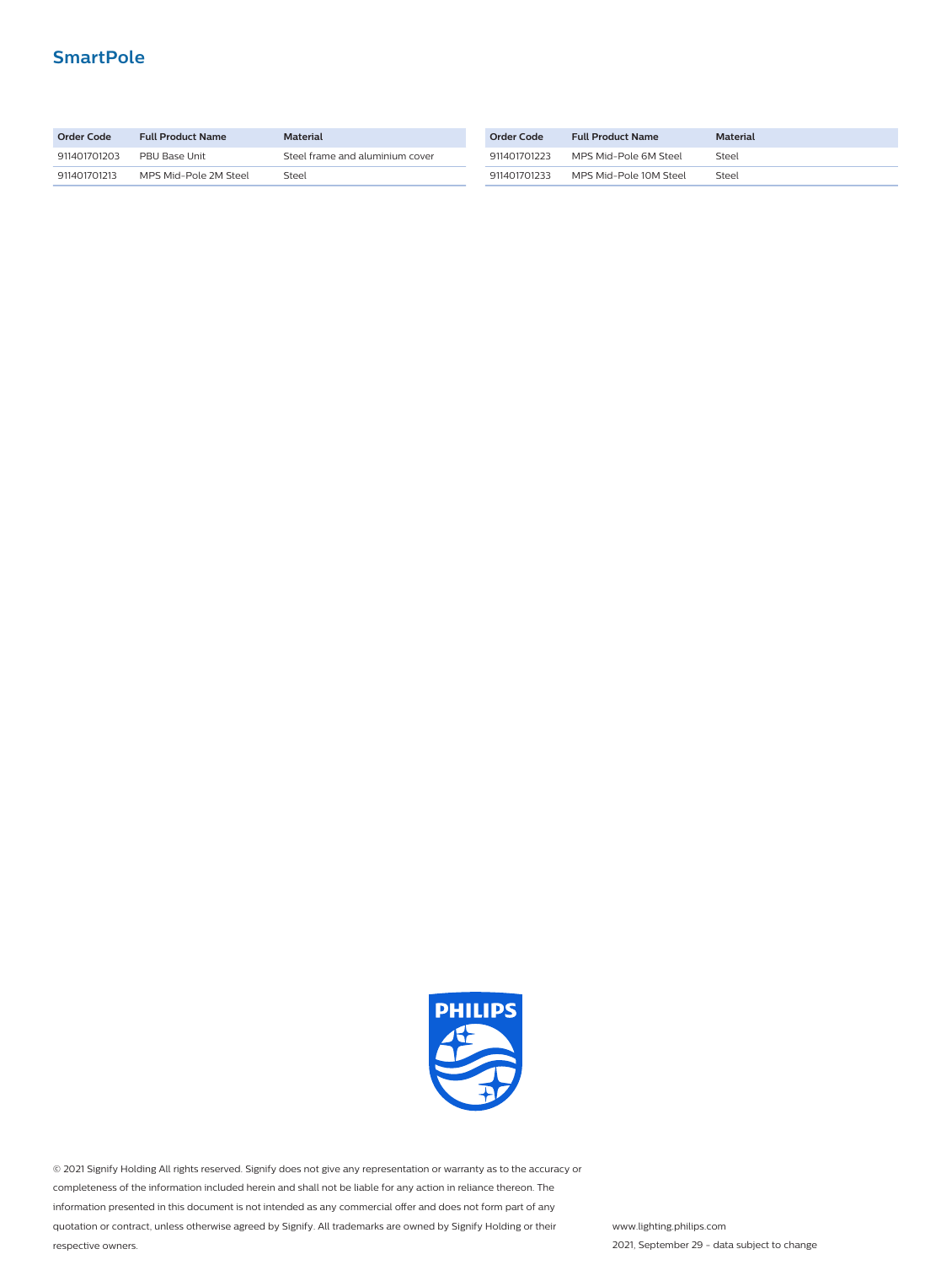| Order Code | Full Product Name | Material |
|---|---|---|
| 911401701203 | PBU Base Unit | Steel frame and aluminium cover |
| 911401701213 | MPS Mid-Pole 2M Steel | Steel |
| 911401701223 | MPS Mid-Pole 6M Steel | Steel |
| 911401701233 | MPS Mid-Pole 10M Steel | Steel |

© 2021 Signify Holding All rights reserved. Signify does not give any representation or warranty as to the accuracy or completeness of the information included herein and shall not be liable for any action in reliance thereon. The information presented in this document is not intended as any commercial offer and does not form part of any quotation or contract, unless otherwise agreed by Signify. All trademarks are owned by Signify Holding or their respective owners.

www.lighting.philips.com

2021, September 29 - data subject to change